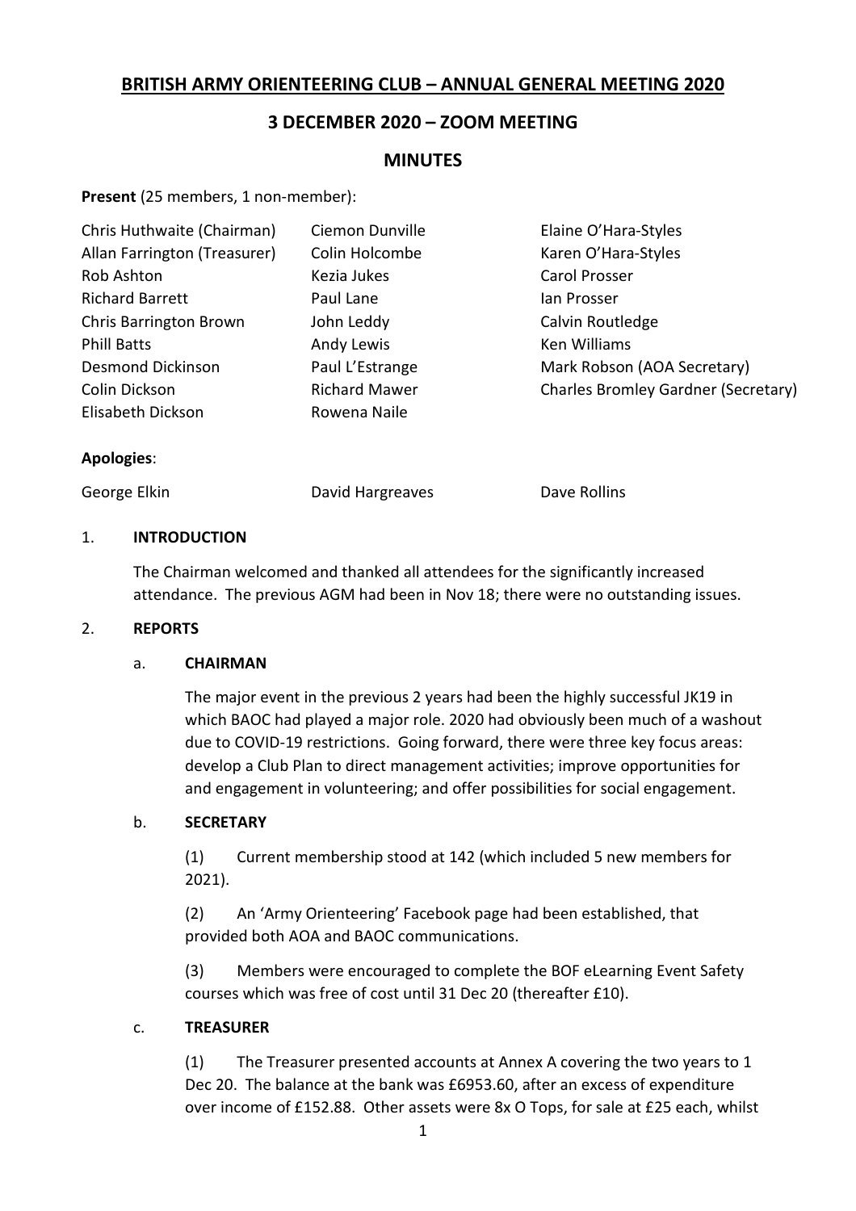# BRITISH ARMY ORIENTEERING CLUB – ANNUAL GENERAL MEETING 2020

## 3 DECEMBER 2020 – ZOOM MEETING

## MINUTES

**Present** (25 members, 1 non-member):

| | | |
|---|---|---|
| Chris Huthwaite (Chairman) | Ciemon Dunville | Elaine O'Hara-Styles |
| Allan Farrington (Treasurer) | Colin Holcombe | Karen O'Hara-Styles |
| Rob Ashton | Kezia Jukes | Carol Prosser |
| Richard Barrett | Paul Lane | Ian Prosser |
| Chris Barrington Brown | John Leddy | Calvin Routledge |
| Phill Batts | Andy Lewis | Ken Williams |
| Desmond Dickinson | Paul L'Estrange | Mark Robson (AOA Secretary) |
| Colin Dickson | Richard Mawer | Charles Bromley Gardner (Secretary) |
| Elisabeth Dickson | Rowena Naile | |

**Apologies**:

| | | |
|---|---|---|
| George Elkin | David Hargreaves | Dave Rollins |

1. **INTRODUCTION**

   The Chairman welcomed and thanked all attendees for the significantly increased attendance. The previous AGM had been in Nov 18; there were no outstanding issues.

2. **REPORTS**

   a. **CHAIRMAN**

   The major event in the previous 2 years had been the highly successful JK19 in which BAOC had played a major role. 2020 had obviously been much of a washout due to COVID-19 restrictions. Going forward, there were three key focus areas: develop a Club Plan to direct management activities; improve opportunities for and engagement in volunteering; and offer possibilities for social engagement.

   b. **SECRETARY**

   (1) Current membership stood at 142 (which included 5 new members for 2021).

   (2) An 'Army Orienteering' Facebook page had been established, that provided both AOA and BAOC communications.

   (3) Members were encouraged to complete the BOF eLearning Event Safety courses which was free of cost until 31 Dec 20 (thereafter £10).

   c. **TREASURER**

   (1) The Treasurer presented accounts at Annex A covering the two years to 1 Dec 20. The balance at the bank was £6953.60, after an excess of expenditure over income of £152.88. Other assets were 8x O Tops, for sale at £25 each, whilst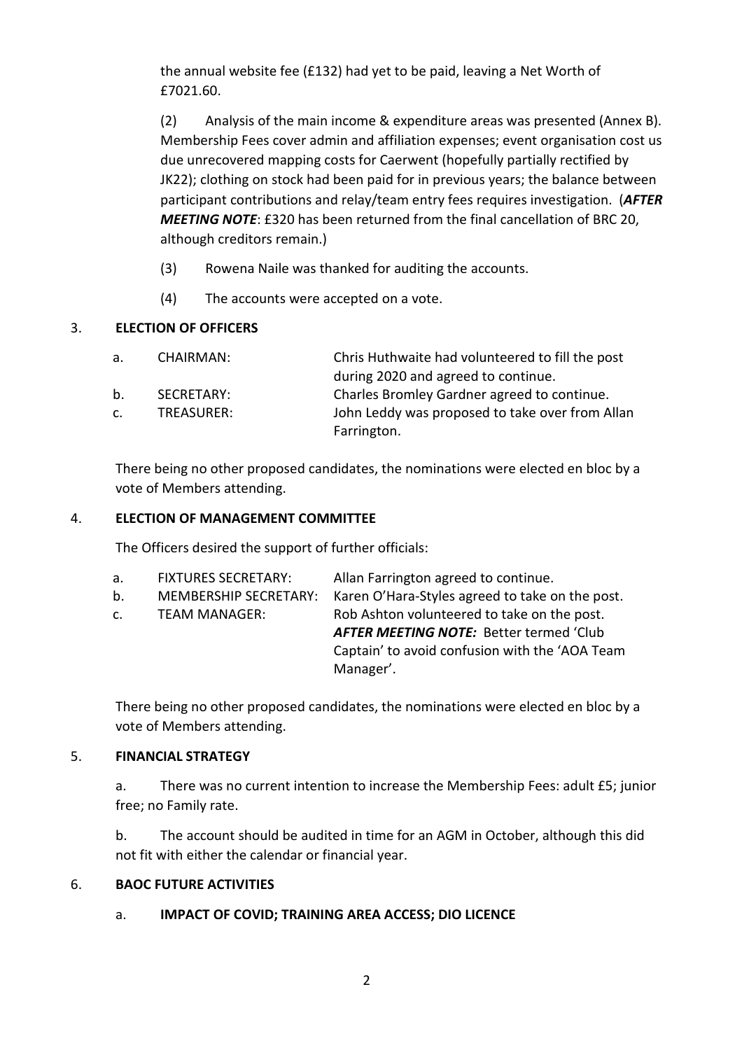the annual website fee (£132) had yet to be paid, leaving a Net Worth of £7021.60.

(2) Analysis of the main income & expenditure areas was presented (Annex B). Membership Fees cover admin and affiliation expenses; event organisation cost us due unrecovered mapping costs for Caerwent (hopefully partially rectified by JK22); clothing on stock had been paid for in previous years; the balance between participant contributions and relay/team entry fees requires investigation. (***AFTER MEETING NOTE***: £320 has been returned from the final cancellation of BRC 20, although creditors remain.)

(3) Rowena Naile was thanked for auditing the accounts.

(4) The accounts were accepted on a vote.

## 3. ELECTION OF OFFICERS

| | | |
|---|---|---|
| a. | CHAIRMAN: | Chris Huthwaite had volunteered to fill the post during 2020 and agreed to continue. |
| b. | SECRETARY: | Charles Bromley Gardner agreed to continue. |
| c. | TREASURER: | John Leddy was proposed to take over from Allan Farrington. |

There being no other proposed candidates, the nominations were elected en bloc by a vote of Members attending.

## 4. ELECTION OF MANAGEMENT COMMITTEE

The Officers desired the support of further officials:

| | | |
|---|---|---|
| a. | FIXTURES SECRETARY: | Allan Farrington agreed to continue. |
| b. | MEMBERSHIP SECRETARY: | Karen O'Hara-Styles agreed to take on the post. |
| c. | TEAM MANAGER: | Rob Ashton volunteered to take on the post. ***AFTER MEETING NOTE:*** Better termed 'Club Captain' to avoid confusion with the 'AOA Team Manager'. |

There being no other proposed candidates, the nominations were elected en bloc by a vote of Members attending.

## 5. FINANCIAL STRATEGY

a. There was no current intention to increase the Membership Fees: adult £5; junior free; no Family rate.

b. The account should be audited in time for an AGM in October, although this did not fit with either the calendar or financial year.

## 6. BAOC FUTURE ACTIVITIES

### a. IMPACT OF COVID; TRAINING AREA ACCESS; DIO LICENCE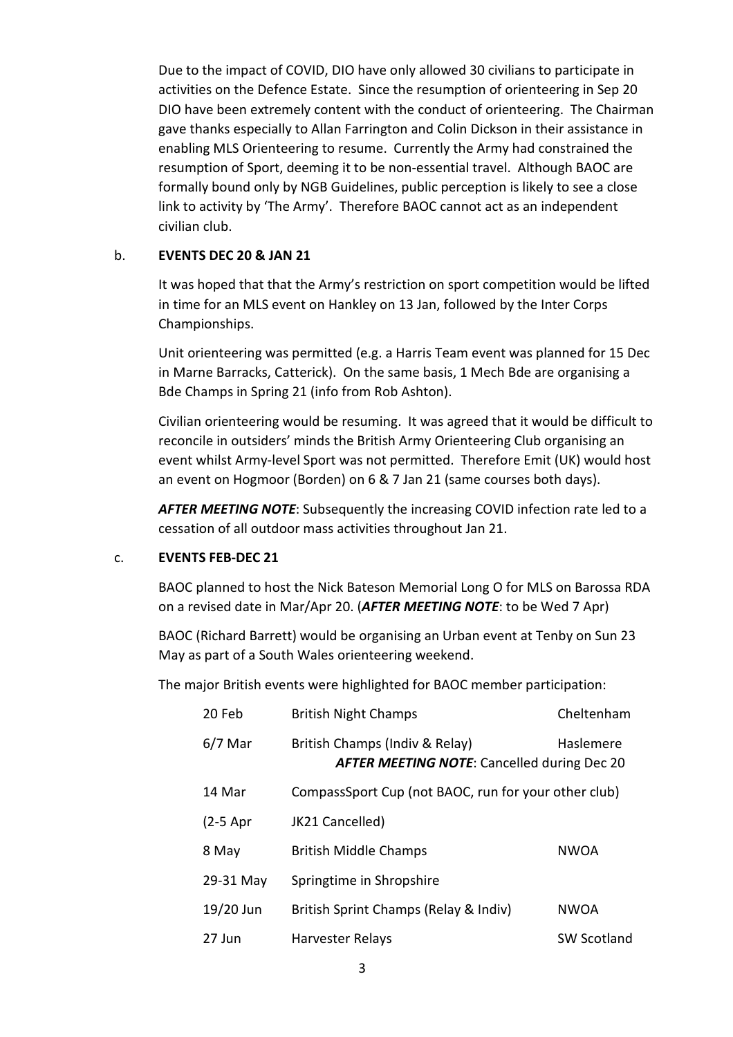Due to the impact of COVID, DIO have only allowed 30 civilians to participate in activities on the Defence Estate. Since the resumption of orienteering in Sep 20 DIO have been extremely content with the conduct of orienteering. The Chairman gave thanks especially to Allan Farrington and Colin Dickson in their assistance in enabling MLS Orienteering to resume. Currently the Army had constrained the resumption of Sport, deeming it to be non-essential travel. Although BAOC are formally bound only by NGB Guidelines, public perception is likely to see a close link to activity by 'The Army'. Therefore BAOC cannot act as an independent civilian club.

b. **EVENTS DEC 20 & JAN 21**

It was hoped that that the Army's restriction on sport competition would be lifted in time for an MLS event on Hankley on 13 Jan, followed by the Inter Corps Championships.

Unit orienteering was permitted (e.g. a Harris Team event was planned for 15 Dec in Marne Barracks, Catterick). On the same basis, 1 Mech Bde are organising a Bde Champs in Spring 21 (info from Rob Ashton).

Civilian orienteering would be resuming. It was agreed that it would be difficult to reconcile in outsiders' minds the British Army Orienteering Club organising an event whilst Army-level Sport was not permitted. Therefore Emit (UK) would host an event on Hogmoor (Borden) on 6 & 7 Jan 21 (same courses both days).

***AFTER MEETING NOTE***: Subsequently the increasing COVID infection rate led to a cessation of all outdoor mass activities throughout Jan 21.

c. **EVENTS FEB-DEC 21**

BAOC planned to host the Nick Bateson Memorial Long O for MLS on Barossa RDA on a revised date in Mar/Apr 20. (***AFTER MEETING NOTE***: to be Wed 7 Apr)

BAOC (Richard Barrett) would be organising an Urban event at Tenby on Sun 23 May as part of a South Wales orienteering weekend.

The major British events were highlighted for BAOC member participation:

| | | |
|---|---|---|
| 20 Feb | British Night Champs | Cheltenham |
| 6/7 Mar | British Champs (Indiv & Relay)<br>***AFTER MEETING NOTE***: Cancelled during Dec 20 | Haslemere |
| 14 Mar | CompassSport Cup (not BAOC, run for your other club) | |
| (2-5 Apr | JK21 Cancelled) | |
| 8 May | British Middle Champs | NWOA |
| 29-31 May | Springtime in Shropshire | |
| 19/20 Jun | British Sprint Champs (Relay & Indiv) | NWOA |
| 27 Jun | Harvester Relays | SW Scotland |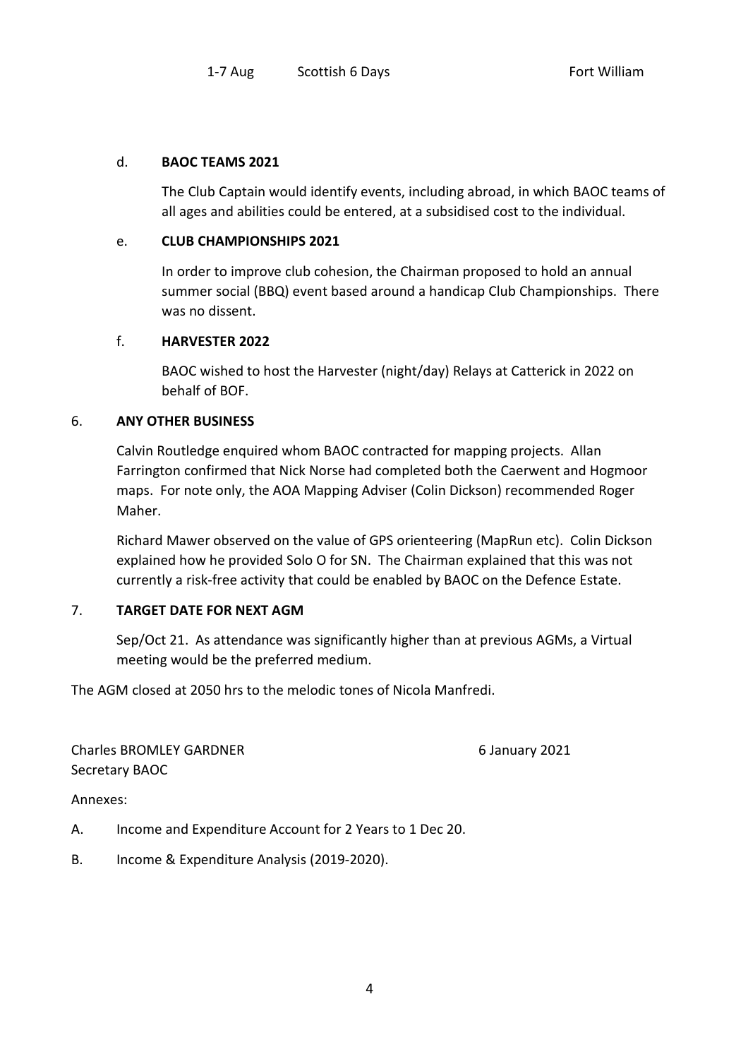1-7 Aug Scottish 6 Days Fort William

d. **BAOC TEAMS 2021**

The Club Captain would identify events, including abroad, in which BAOC teams of all ages and abilities could be entered, at a subsidised cost to the individual.

e. **CLUB CHAMPIONSHIPS 2021**

In order to improve club cohesion, the Chairman proposed to hold an annual summer social (BBQ) event based around a handicap Club Championships. There was no dissent.

f. **HARVESTER 2022**

BAOC wished to host the Harvester (night/day) Relays at Catterick in 2022 on behalf of BOF.

6. **ANY OTHER BUSINESS**

Calvin Routledge enquired whom BAOC contracted for mapping projects. Allan Farrington confirmed that Nick Norse had completed both the Caerwent and Hogmoor maps. For note only, the AOA Mapping Adviser (Colin Dickson) recommended Roger Maher.

Richard Mawer observed on the value of GPS orienteering (MapRun etc). Colin Dickson explained how he provided Solo O for SN. The Chairman explained that this was not currently a risk-free activity that could be enabled by BAOC on the Defence Estate.

7. **TARGET DATE FOR NEXT AGM**

Sep/Oct 21. As attendance was significantly higher than at previous AGMs, a Virtual meeting would be the preferred medium.

The AGM closed at 2050 hrs to the melodic tones of Nicola Manfredi.

Charles BROMLEY GARDNER 6 January 2021
Secretary BAOC

Annexes:

A. Income and Expenditure Account for 2 Years to 1 Dec 20.

B. Income & Expenditure Analysis (2019-2020).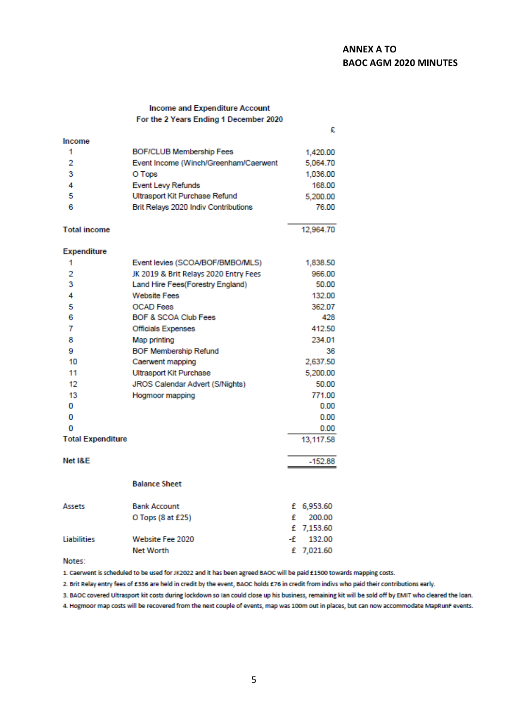**ANNEX A TO**
**BAOC AGM 2020 MINUTES**

### Income and Expenditure Account
### For the 2 Years Ending 1 December 2020

| | | £ |
|---|---|---|
| **Income** | | |
| 1 | BOF/CLUB Membership Fees | 1,420.00 |
| 2 | Event Income (Winch/Greenham/Caerwent | 5,064.70 |
| 3 | O Tops | 1,036.00 |
| 4 | Event Levy Refunds | 168.00 |
| 5 | Ultrasport Kit Purchase Refund | 5,200.00 |
| 6 | Brit Relays 2020 Indiv Contributions | 76.00 |
| **Total income** | | 12,964.70 |
| **Expenditure** | | |
| 1 | Event levies (SCOA/BOF/BMBO/MLS) | 1,838.50 |
| 2 | JK 2019 & Brit Relays 2020 Entry Fees | 966.00 |
| 3 | Land Hire Fees(Forestry England) | 50.00 |
| 4 | Website Fees | 132.00 |
| 5 | OCAD Fees | 362.07 |
| 6 | BOF & SCOA Club Fees | 428 |
| 7 | Officials Expenses | 412.50 |
| 8 | Map printing | 234.01 |
| 9 | BOF Membership Refund | 36 |
| 10 | Caerwent mapping | 2,637.50 |
| 11 | Ultrasport Kit Purchase | 5,200.00 |
| 12 | JROS Calendar Advert (S/Nights) | 50.00 |
| 13 | Hogmoor mapping | 771.00 |
| 0 | | 0.00 |
| 0 | | 0.00 |
| 0 | | 0.00 |
| **Total Expenditure** | | 13,117.58 |
| **Net I&E** | | -152.88 |

### Balance Sheet

| | | |
|---|---|---|
| Assets | Bank Account | £ 6,953.60 |
| | O Tops (8 at £25) | £ 200.00 |
| | | £ 7,153.60 |
| Liabilities | Website Fee 2020 | -£ 132.00 |
| | Net Worth | £ 7,021.60 |

Notes:

1. Caerwent is scheduled to be used for JK2022 and it has been agreed BAOC will be paid £1500 towards mapping costs.
2. Brit Relay entry fees of £336 are held in credit by the event, BAOC holds £76 in credit from indivs who paid their contributions early.
3. BAOC covered Ultrasport kit costs during lockdown so Ian could close up his business, remaining kit will be sold off by EMIT who cleared the loan.
4. Hogmoor map costs will be recovered from the next couple of events, map was 100m out in places, but can now accommodate MapRunF events.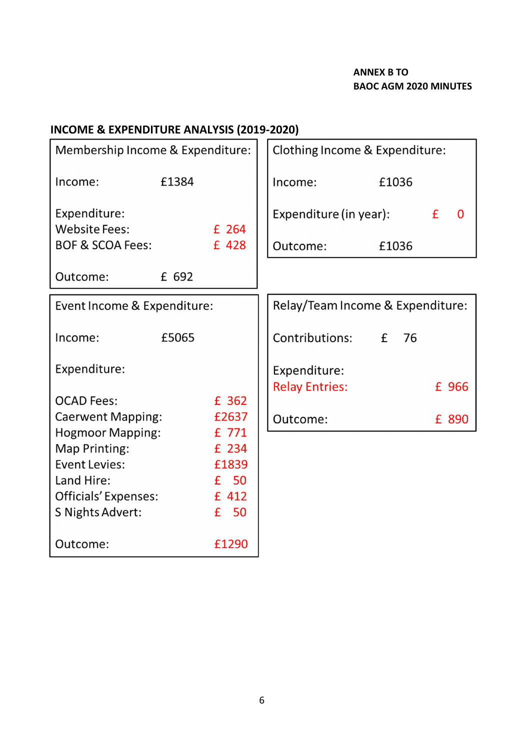**ANNEX B TO**
**BAOC AGM 2020 MINUTES**

## INCOME & EXPENDITURE ANALYSIS (2019-2020)

### Membership Income & Expenditure:

| | |
|---|---|
| Income: | £1384 |
| Expenditure: | |
| Website Fees: | £ 264 |
| BOF & SCOA Fees: | £ 428 |
| Outcome: | £ 692 |

### Clothing Income & Expenditure:

| | |
|---|---|
| Income: | £1036 |
| Expenditure (in year): | £ 0 |
| Outcome: | £1036 |

### Event Income & Expenditure:

| | |
|---|---|
| Income: | £5065 |
| Expenditure: | |
| OCAD Fees: | £ 362 |
| Caerwent Mapping: | £2637 |
| Hogmoor Mapping: | £ 771 |
| Map Printing: | £ 234 |
| Event Levies: | £1839 |
| Land Hire: | £ 50 |
| Officials' Expenses: | £ 412 |
| S Nights Advert: | £ 50 |
| Outcome: | £1290 |

### Relay/Team Income & Expenditure:

| | |
|---|---|
| Contributions: | £ 76 |
| Expenditure: | |
| Relay Entries: | £ 966 |
| Outcome: | £ 890 |